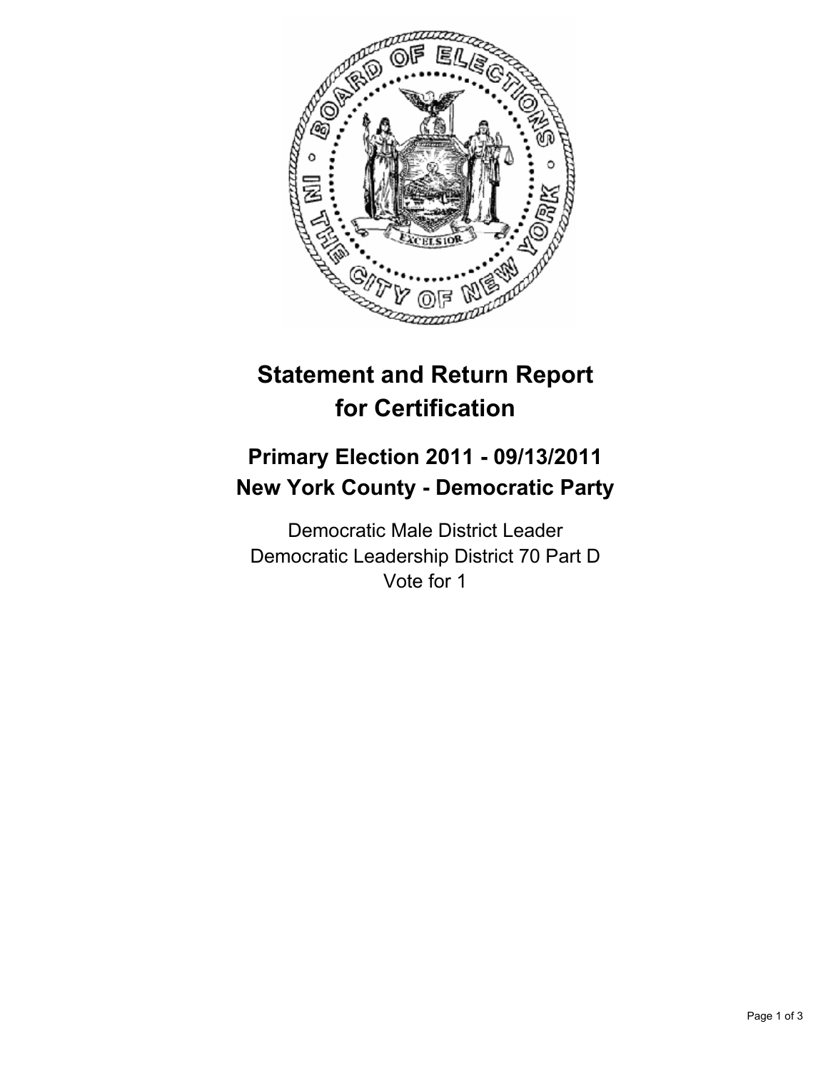# Statement and Return Report for Certification

## Primary Election 2011 - 09/13/2011
## New York County - Democratic Party

Democratic Male District Leader
Democratic Leadership District 70 Part D
Vote for 1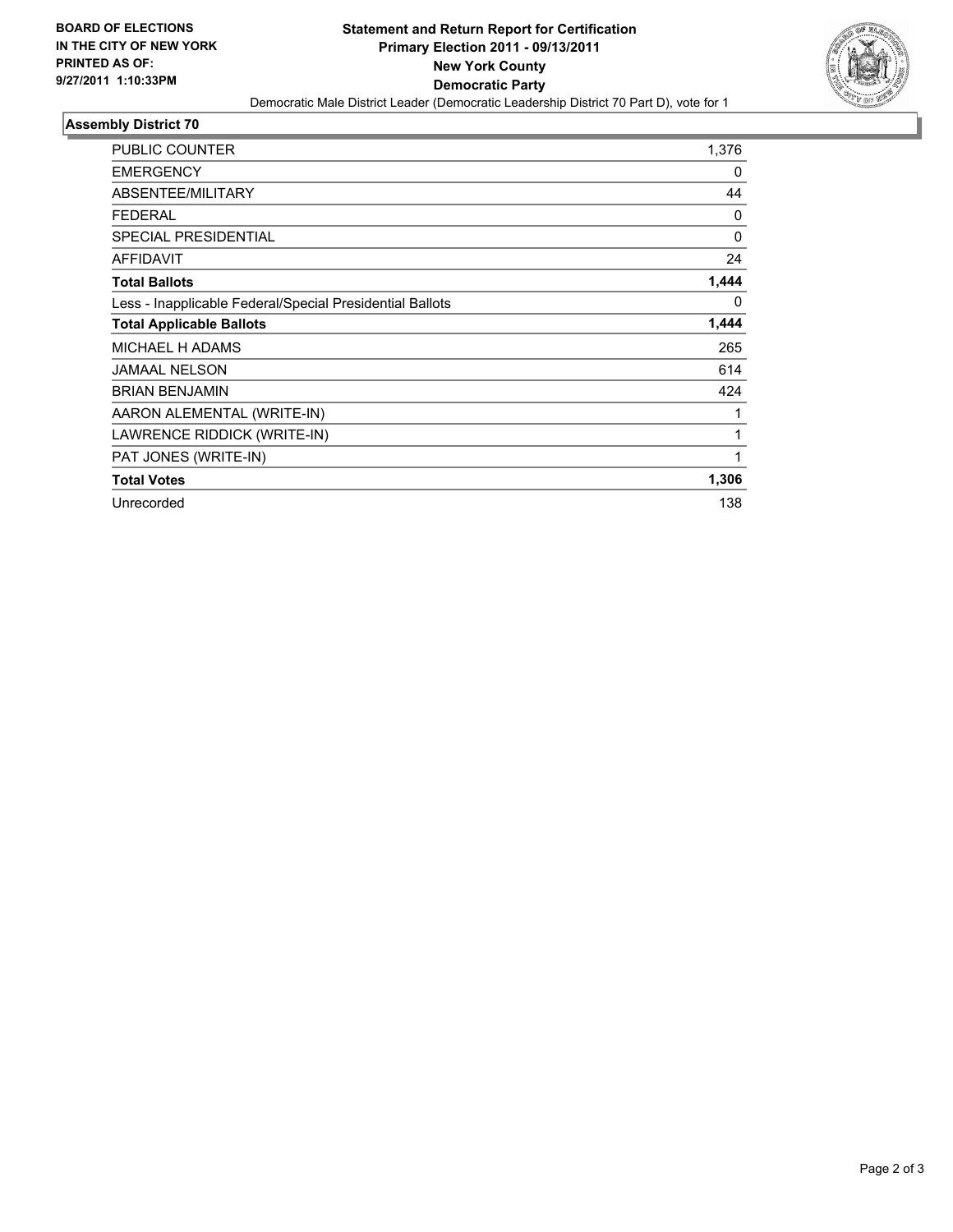**BOARD OF ELECTIONS IN THE CITY OF NEW YORK PRINTED AS OF: 9/27/2011 1:10:33PM**

# Statement and Return Report for Certification
## Primary Election 2011 - 09/13/2011
## New York County
## Democratic Party

Democratic Male District Leader (Democratic Leadership District 70 Part D), vote for 1

### Assembly District 70

| | |
|---|---|
| PUBLIC COUNTER | 1,376 |
| EMERGENCY | 0 |
| ABSENTEE/MILITARY | 44 |
| FEDERAL | 0 |
| SPECIAL PRESIDENTIAL | 0 |
| AFFIDAVIT | 24 |
| **Total Ballots** | **1,444** |
| Less - Inapplicable Federal/Special Presidential Ballots | 0 |
| **Total Applicable Ballots** | **1,444** |
| MICHAEL H ADAMS | 265 |
| JAMAAL NELSON | 614 |
| BRIAN BENJAMIN | 424 |
| AARON ALEMENTAL (WRITE-IN) | 1 |
| LAWRENCE RIDDICK (WRITE-IN) | 1 |
| PAT JONES (WRITE-IN) | 1 |
| **Total Votes** | **1,306** |
| Unrecorded | 138 |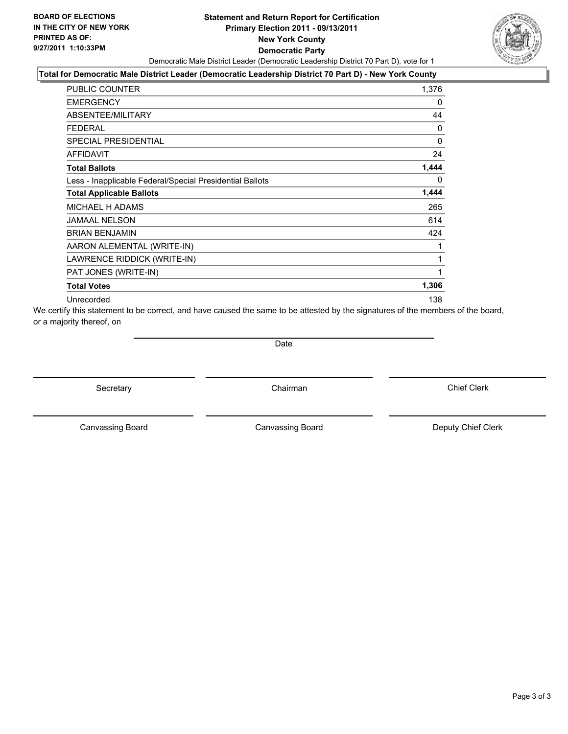**BOARD OF ELECTIONS IN THE CITY OF NEW YORK PRINTED AS OF: 9/27/2011 1:10:33PM**

# Statement and Return Report for Certification
## Primary Election 2011 - 09/13/2011
## New York County
## Democratic Party

Democratic Male District Leader (Democratic Leadership District 70 Part D), vote for 1

**Total for Democratic Male District Leader (Democratic Leadership District 70 Part D) - New York County**

| | |
|---|---|
| PUBLIC COUNTER | 1,376 |
| EMERGENCY | 0 |
| ABSENTEE/MILITARY | 44 |
| FEDERAL | 0 |
| SPECIAL PRESIDENTIAL | 0 |
| AFFIDAVIT | 24 |
| **Total Ballots** | **1,444** |
| Less - Inapplicable Federal/Special Presidential Ballots | 0 |
| **Total Applicable Ballots** | **1,444** |
| MICHAEL H ADAMS | 265 |
| JAMAAL NELSON | 614 |
| BRIAN BENJAMIN | 424 |
| AARON ALEMENTAL (WRITE-IN) | 1 |
| LAWRENCE RIDDICK (WRITE-IN) | 1 |
| PAT JONES (WRITE-IN) | 1 |
| **Total Votes** | **1,306** |
| Unrecorded | 138 |

We certify this statement to be correct, and have caused the same to be attested by the signatures of the members of the board, or a majority thereof, on

Date

Secretary

Chairman

Chief Clerk

Canvassing Board

Canvassing Board

Deputy Chief Clerk